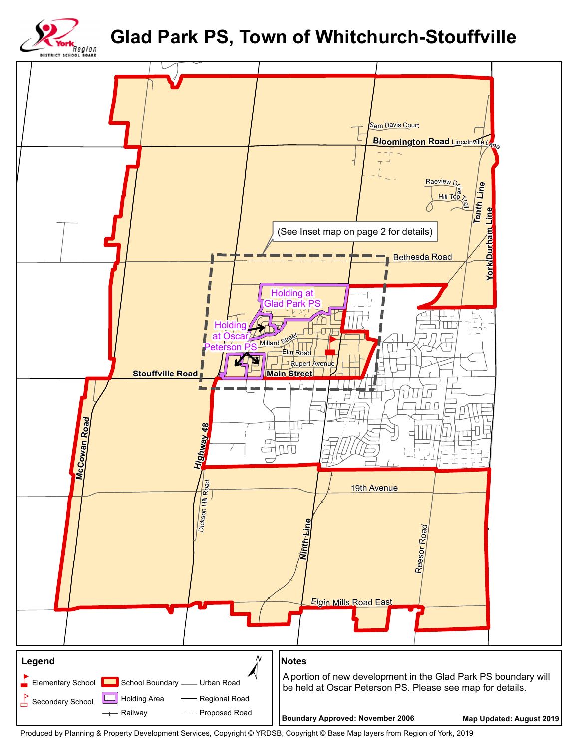# Glad Park PS, Town of Whitchurch-Stouffville

York Region District School Board

(See Inset map on page 2 for details)

Holding at Glad Park PS

Holding at Oscar Peterson PS

Sam Davis Court

Bloomington Road

Lincolnville Lane

Raeview Drive

Hill Top Trail

Tenth Line

York/Durham Line

Bethesda Road

Millard Street

Elm Road

Rupert Avenue

Stouffville Road

Main Street

McCowan Road

Highway 48

Dickson Hill Road

19th Avenue

Ninth Line

Reesor Road

Elgin Mills Road East

## Legend

- Elementary School
- Secondary School
- School Boundary
- Holding Area
- Railway
- Urban Road
- Regional Road
- Proposed Road

## Notes

A portion of new development in the Glad Park PS boundary will be held at Oscar Peterson PS. Please see map for details.

**Boundary Approved: November 2006**

**Map Updated: August 2019**

Produced by Planning & Property Development Services, Copyright © YRDSB, Copyright © Base Map layers from Region of York, 2019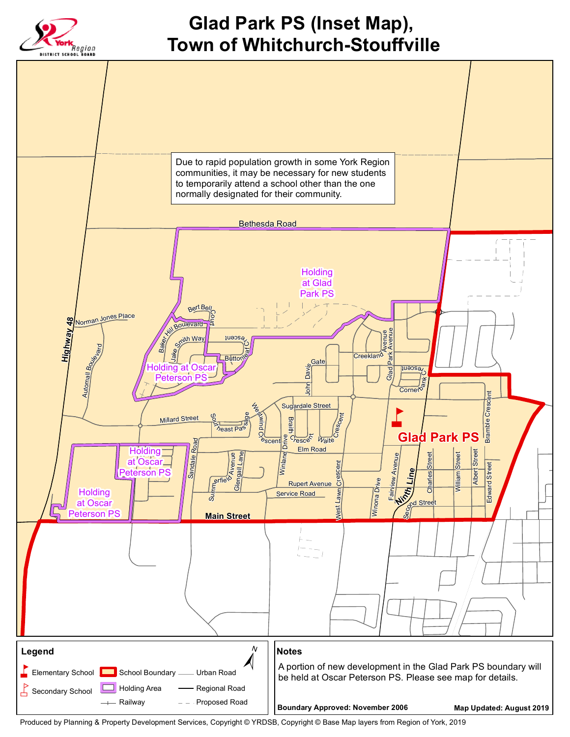# Glad Park PS (Inset Map), Town of Whitchurch-Stouffville

Due to rapid population growth in some York Region communities, it may be necessary for new students to temporarily attend a school other than the one normally designated for their community.

Holding at Glad Park PS

Holding at Oscar Peterson PS

Holding at Oscar Peterson PS

Holding at Oscar Peterson PS

Glad Park PS

Bethesda Road, Norman Jones Place, Highway 48, Bert Bell Court, Baker Hill Boulevard, Jake Smith Way, Buttonleaf Crescent, Automall Boulevard, Millard Street, Southeast Passage, Westwind Crescent, Sugardale Street, Braith Crescent, Waite Crescent, John Davis Gate, Creekland Avenue, Glad Park Avenue, Cornerbank Crescent, Bramble Crescent, Elm Road, Sandale Road, Summerfield Avenue, Glengall Lane, Winlane Drive, Rupert Avenue, Service Road, West Lawn Crescent, Winona Drive, Fairview Avenue, Ninth Line, Second Street, Charles Street, William Street, Albert Street, Edward Street, Main Street

## Legend

- Elementary School
- Secondary School
- School Boundary
- Holding Area
- Railway
- Urban Road
- Regional Road
- Proposed Road

## Notes

A portion of new development in the Glad Park PS boundary will be held at Oscar Peterson PS. Please see map for details.

**Boundary Approved: November 2006**

**Map Updated: August 2019**

Produced by Planning & Property Development Services, Copyright © YRDSB, Copyright © Base Map layers from Region of York, 2019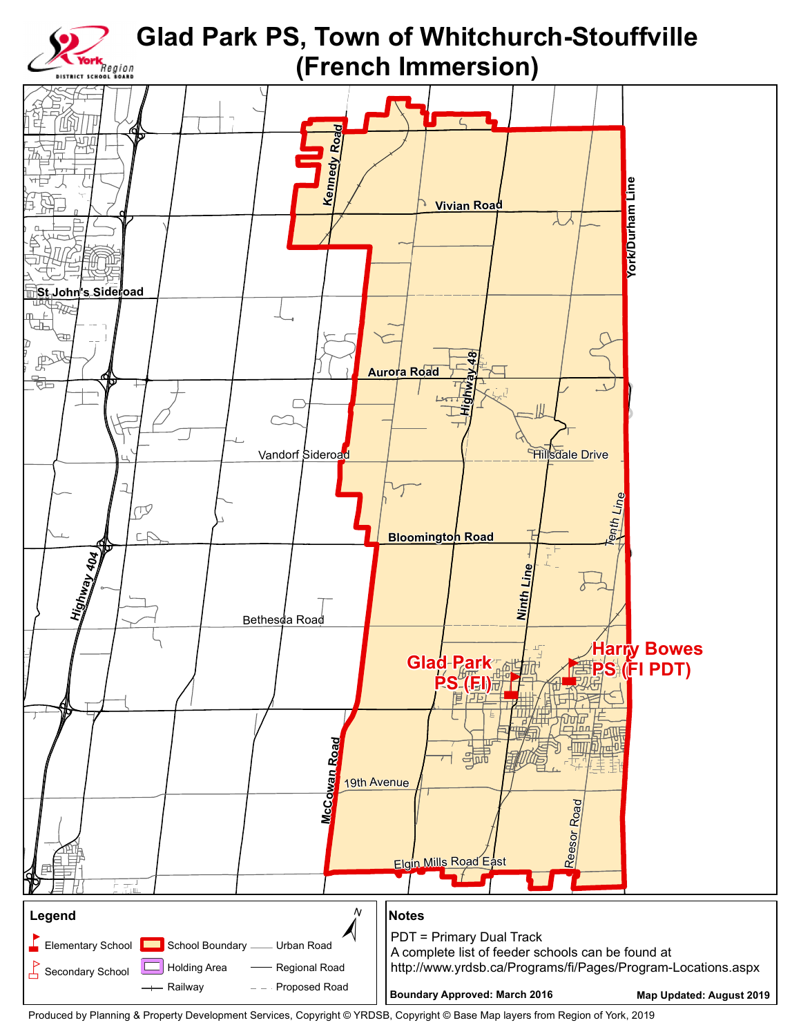# Glad Park PS, Town of Whitchurch-Stouffville (French Immersion)

York Region District School Board

Kennedy Road
Vivian Road
York/Durham Line
St John's Sideroad
Aurora Road
Highway 48
Vandorf Sideroad
Hillsdale Drive
Tenth Line
Bloomington Road
Highway 404
Ninth Line
Bethesda Road
Glad Park PS (FI)
Harry Bowes PS (FI PDT)
McCowan Road
19th Avenue
Reesor Road
Elgin Mills Road East

**Legend**

- Elementary School
- Secondary School
- School Boundary
- Holding Area
- Railway
- Urban Road
- Regional Road
- Proposed Road

N

**Notes**

PDT = Primary Dual Track
A complete list of feeder schools can be found at
http://www.yrdsb.ca/Programs/fi/Pages/Program-Locations.aspx

**Boundary Approved: March 2016**

**Map Updated: August 2019**

Produced by Planning & Property Development Services, Copyright © YRDSB, Copyright © Base Map layers from Region of York, 2019